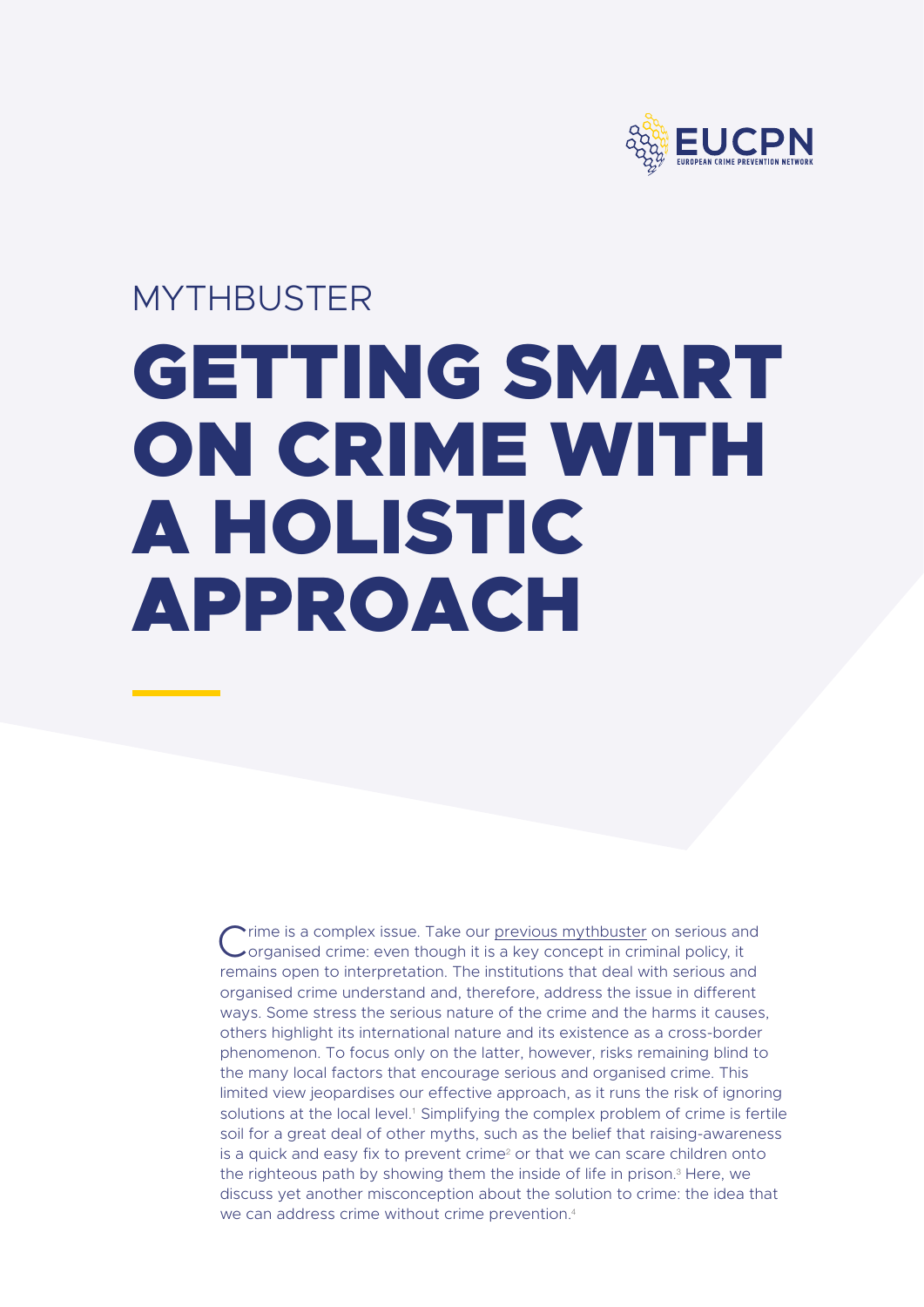MYTHBUSTER

# GETTING SMART ON CRIME WITH A HOLISTIC APPROACH

Crime is a complex issue. Take our previous mythbuster on serious and organised crime: even though it is a key concept in criminal policy, it remains open to interpretation. The institutions that deal with serious and organised crime understand and, therefore, address the issue in different ways. Some stress the serious nature of the crime and the harms it causes, others highlight its international nature and its existence as a cross-border phenomenon. To focus only on the latter, however, risks remaining blind to the many local factors that encourage serious and organised crime. This limited view jeopardises our effective approach, as it runs the risk of ignoring solutions at the local level.[1] Simplifying the complex problem of crime is fertile soil for a great deal of other myths, such as the belief that raising-awareness is a quick and easy fix to prevent crime[2] or that we can scare children onto the righteous path by showing them the inside of life in prison.[3] Here, we discuss yet another misconception about the solution to crime: the idea that we can address crime without crime prevention.[4]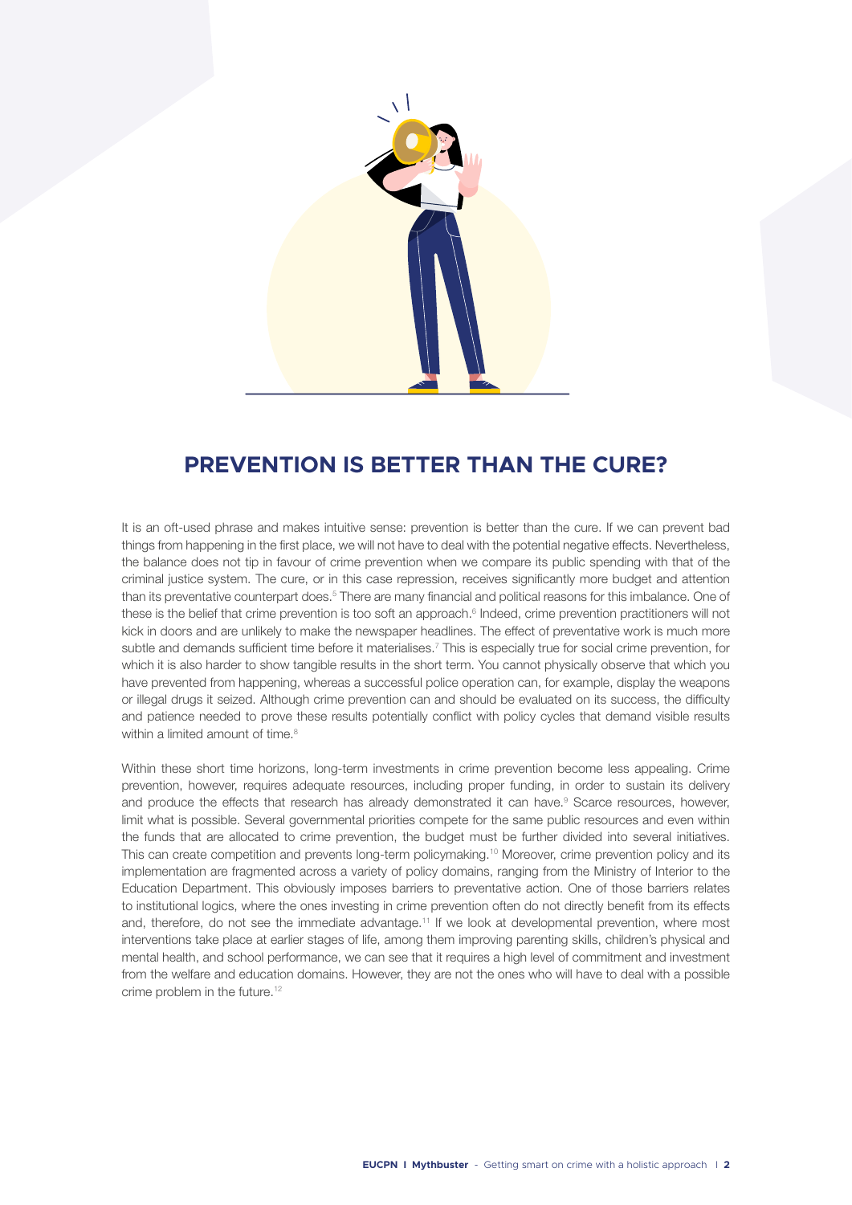## PREVENTION IS BETTER THAN THE CURE?

It is an oft-used phrase and makes intuitive sense: prevention is better than the cure. If we can prevent bad things from happening in the first place, we will not have to deal with the potential negative effects. Nevertheless, the balance does not tip in favour of crime prevention when we compare its public spending with that of the criminal justice system. The cure, or in this case repression, receives significantly more budget and attention than its preventative counterpart does.[5] There are many financial and political reasons for this imbalance. One of these is the belief that crime prevention is too soft an approach.[6] Indeed, crime prevention practitioners will not kick in doors and are unlikely to make the newspaper headlines. The effect of preventative work is much more subtle and demands sufficient time before it materialises.[7] This is especially true for social crime prevention, for which it is also harder to show tangible results in the short term. You cannot physically observe that which you have prevented from happening, whereas a successful police operation can, for example, display the weapons or illegal drugs it seized. Although crime prevention can and should be evaluated on its success, the difficulty and patience needed to prove these results potentially conflict with policy cycles that demand visible results within a limited amount of time.[8]

Within these short time horizons, long-term investments in crime prevention become less appealing. Crime prevention, however, requires adequate resources, including proper funding, in order to sustain its delivery and produce the effects that research has already demonstrated it can have.[9] Scarce resources, however, limit what is possible. Several governmental priorities compete for the same public resources and even within the funds that are allocated to crime prevention, the budget must be further divided into several initiatives. This can create competition and prevents long-term policymaking.[10] Moreover, crime prevention policy and its implementation are fragmented across a variety of policy domains, ranging from the Ministry of Interior to the Education Department. This obviously imposes barriers to preventative action. One of those barriers relates to institutional logics, where the ones investing in crime prevention often do not directly benefit from its effects and, therefore, do not see the immediate advantage.[11] If we look at developmental prevention, where most interventions take place at earlier stages of life, among them improving parenting skills, children's physical and mental health, and school performance, we can see that it requires a high level of commitment and investment from the welfare and education domains. However, they are not the ones who will have to deal with a possible crime problem in the future.[12]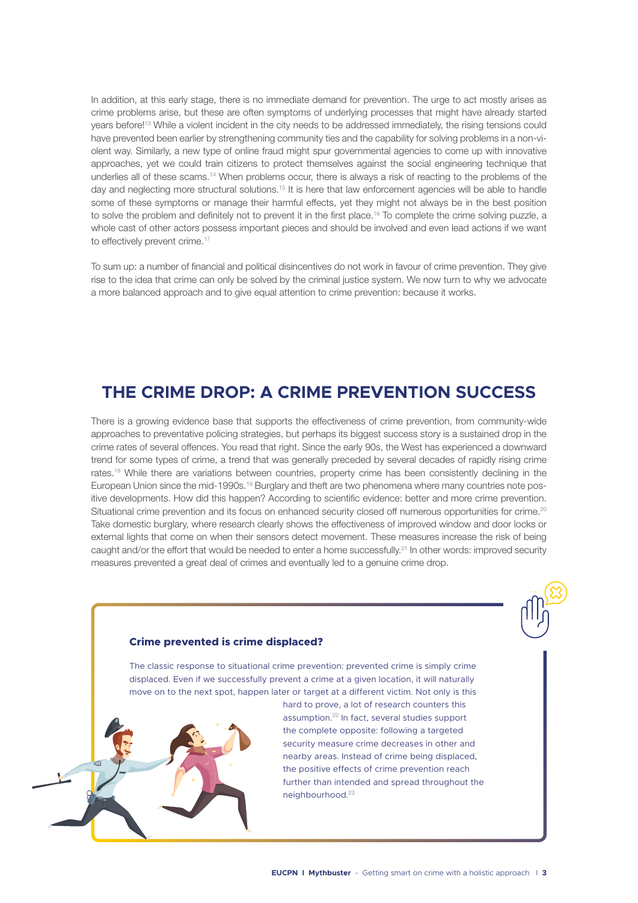In addition, at this early stage, there is no immediate demand for prevention. The urge to act mostly arises as crime problems arise, but these are often symptoms of underlying processes that might have already started years before![13] While a violent incident in the city needs to be addressed immediately, the rising tensions could have prevented been earlier by strengthening community ties and the capability for solving problems in a non-violent way. Similarly, a new type of online fraud might spur governmental agencies to come up with innovative approaches, yet we could train citizens to protect themselves against the social engineering technique that underlies all of these scams.[14] When problems occur, there is always a risk of reacting to the problems of the day and neglecting more structural solutions.[15] It is here that law enforcement agencies will be able to handle some of these symptoms or manage their harmful effects, yet they might not always be in the best position to solve the problem and definitely not to prevent it in the first place.[16] To complete the crime solving puzzle, a whole cast of other actors possess important pieces and should be involved and even lead actions if we want to effectively prevent crime.[17]

To sum up: a number of financial and political disincentives do not work in favour of crime prevention. They give rise to the idea that crime can only be solved by the criminal justice system. We now turn to why we advocate a more balanced approach and to give equal attention to crime prevention: because it works.

## THE CRIME DROP: A CRIME PREVENTION SUCCESS

There is a growing evidence base that supports the effectiveness of crime prevention, from community-wide approaches to preventative policing strategies, but perhaps its biggest success story is a sustained drop in the crime rates of several offences. You read that right. Since the early 90s, the West has experienced a downward trend for some types of crime, a trend that was generally preceded by several decades of rapidly rising crime rates.[18] While there are variations between countries, property crime has been consistently declining in the European Union since the mid-1990s.[19] Burglary and theft are two phenomena where many countries note positive developments. How did this happen? According to scientific evidence: better and more crime prevention. Situational crime prevention and its focus on enhanced security closed off numerous opportunities for crime.[20] Take domestic burglary, where research clearly shows the effectiveness of improved window and door locks or external lights that come on when their sensors detect movement. These measures increase the risk of being caught and/or the effort that would be needed to enter a home successfully.[21] In other words: improved security measures prevented a great deal of crimes and eventually led to a genuine crime drop.

### Crime prevented is crime displaced?

The classic response to situational crime prevention: prevented crime is simply crime displaced. Even if we successfully prevent a crime at a given location, it will naturally move on to the next spot, happen later or target at a different victim. Not only is this hard to prove, a lot of research counters this assumption.[22] In fact, several studies support the complete opposite: following a targeted security measure crime decreases in other and nearby areas. Instead of crime being displaced, the positive effects of crime prevention reach further than intended and spread throughout the neighbourhood.[23]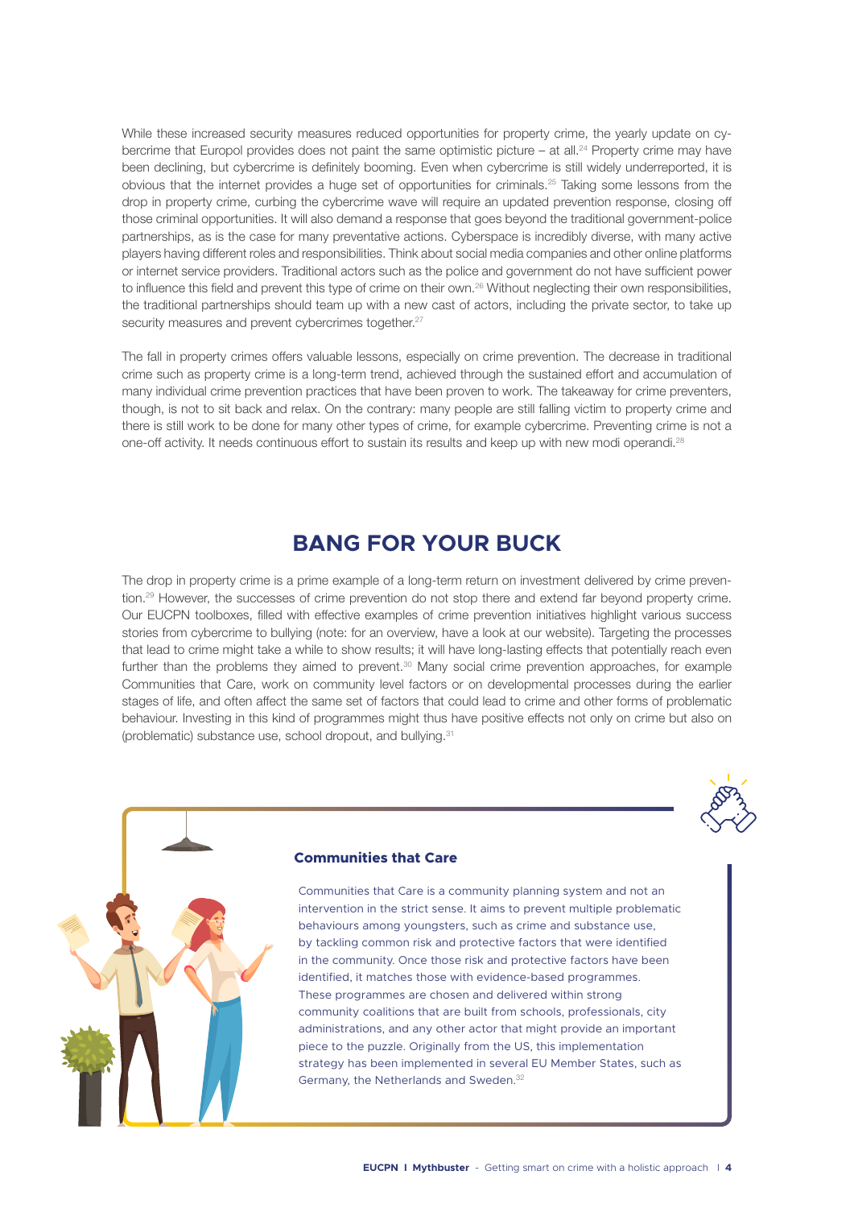While these increased security measures reduced opportunities for property crime, the yearly update on cybercrime that Europol provides does not paint the same optimistic picture – at all.[24] Property crime may have been declining, but cybercrime is definitely booming. Even when cybercrime is still widely underreported, it is obvious that the internet provides a huge set of opportunities for criminals.[25] Taking some lessons from the drop in property crime, curbing the cybercrime wave will require an updated prevention response, closing off those criminal opportunities. It will also demand a response that goes beyond the traditional government-police partnerships, as is the case for many preventative actions. Cyberspace is incredibly diverse, with many active players having different roles and responsibilities. Think about social media companies and other online platforms or internet service providers. Traditional actors such as the police and government do not have sufficient power to influence this field and prevent this type of crime on their own.[26] Without neglecting their own responsibilities, the traditional partnerships should team up with a new cast of actors, including the private sector, to take up security measures and prevent cybercrimes together.[27]

The fall in property crimes offers valuable lessons, especially on crime prevention. The decrease in traditional crime such as property crime is a long-term trend, achieved through the sustained effort and accumulation of many individual crime prevention practices that have been proven to work. The takeaway for crime preventers, though, is not to sit back and relax. On the contrary: many people are still falling victim to property crime and there is still work to be done for many other types of crime, for example cybercrime. Preventing crime is not a one-off activity. It needs continuous effort to sustain its results and keep up with new modi operandi.[28]

## BANG FOR YOUR BUCK

The drop in property crime is a prime example of a long-term return on investment delivered by crime prevention.[29] However, the successes of crime prevention do not stop there and extend far beyond property crime. Our EUCPN toolboxes, filled with effective examples of crime prevention initiatives highlight various success stories from cybercrime to bullying (note: for an overview, have a look at our website). Targeting the processes that lead to crime might take a while to show results; it will have long-lasting effects that potentially reach even further than the problems they aimed to prevent.[30] Many social crime prevention approaches, for example Communities that Care, work on community level factors or on developmental processes during the earlier stages of life, and often affect the same set of factors that could lead to crime and other forms of problematic behaviour. Investing in this kind of programmes might thus have positive effects not only on crime but also on (problematic) substance use, school dropout, and bullying.[31]

### Communities that Care

Communities that Care is a community planning system and not an intervention in the strict sense. It aims to prevent multiple problematic behaviours among youngsters, such as crime and substance use, by tackling common risk and protective factors that were identified in the community. Once those risk and protective factors have been identified, it matches those with evidence-based programmes. These programmes are chosen and delivered within strong community coalitions that are built from schools, professionals, city administrations, and any other actor that might provide an important piece to the puzzle. Originally from the US, this implementation strategy has been implemented in several EU Member States, such as Germany, the Netherlands and Sweden.[32]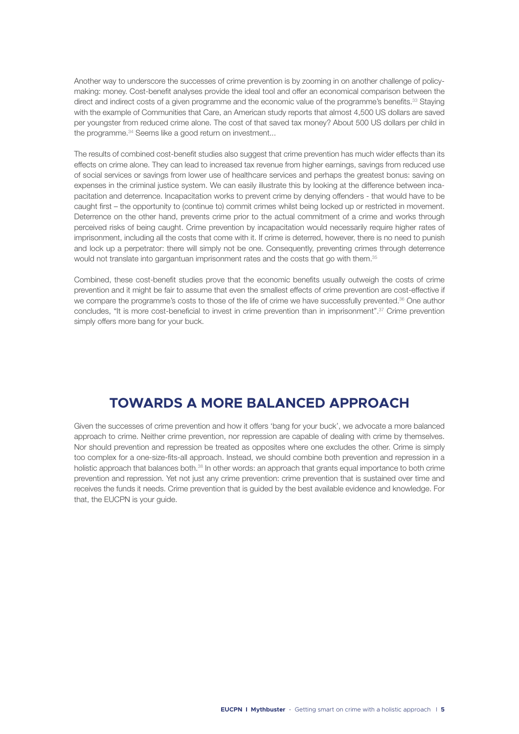Another way to underscore the successes of crime prevention is by zooming in on another challenge of policy-making: money. Cost-benefit analyses provide the ideal tool and offer an economical comparison between the direct and indirect costs of a given programme and the economic value of the programme's benefits.[33] Staying with the example of Communities that Care, an American study reports that almost 4,500 US dollars are saved per youngster from reduced crime alone. The cost of that saved tax money? About 500 US dollars per child in the programme.[34] Seems like a good return on investment...

The results of combined cost-benefit studies also suggest that crime prevention has much wider effects than its effects on crime alone. They can lead to increased tax revenue from higher earnings, savings from reduced use of social services or savings from lower use of healthcare services and perhaps the greatest bonus: saving on expenses in the criminal justice system. We can easily illustrate this by looking at the difference between incapacitation and deterrence. Incapacitation works to prevent crime by denying offenders - that would have to be caught first – the opportunity to (continue to) commit crimes whilst being locked up or restricted in movement. Deterrence on the other hand, prevents crime prior to the actual commitment of a crime and works through perceived risks of being caught. Crime prevention by incapacitation would necessarily require higher rates of imprisonment, including all the costs that come with it. If crime is deterred, however, there is no need to punish and lock up a perpetrator: there will simply not be one. Consequently, preventing crimes through deterrence would not translate into gargantuan imprisonment rates and the costs that go with them.[35]

Combined, these cost-benefit studies prove that the economic benefits usually outweigh the costs of crime prevention and it might be fair to assume that even the smallest effects of crime prevention are cost-effective if we compare the programme's costs to those of the life of crime we have successfully prevented.[36] One author concludes, "It is more cost-beneficial to invest in crime prevention than in imprisonment".[37] Crime prevention simply offers more bang for your buck.

## TOWARDS A MORE BALANCED APPROACH

Given the successes of crime prevention and how it offers 'bang for your buck', we advocate a more balanced approach to crime. Neither crime prevention, nor repression are capable of dealing with crime by themselves. Nor should prevention and repression be treated as opposites where one excludes the other. Crime is simply too complex for a one-size-fits-all approach. Instead, we should combine both prevention and repression in a holistic approach that balances both.[38] In other words: an approach that grants equal importance to both crime prevention and repression. Yet not just any crime prevention: crime prevention that is sustained over time and receives the funds it needs. Crime prevention that is guided by the best available evidence and knowledge. For that, the EUCPN is your guide.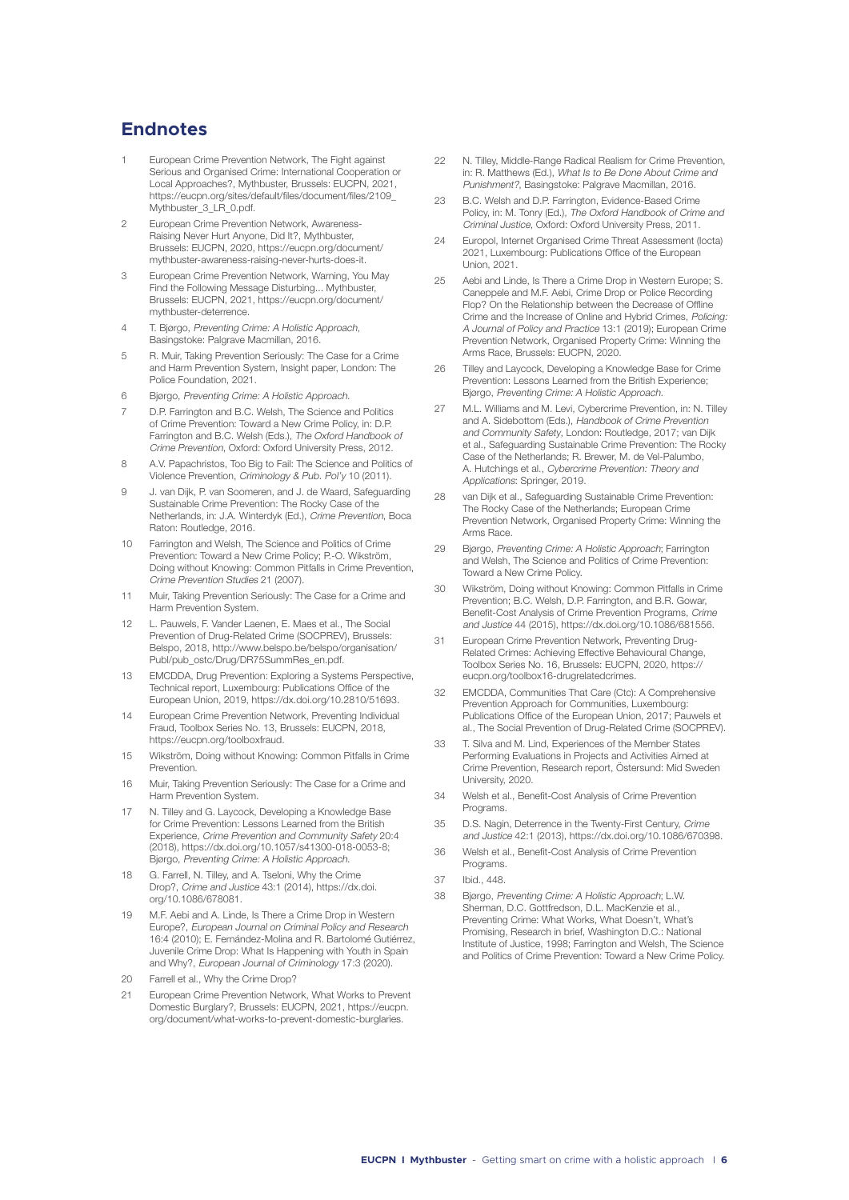## Endnotes

1. European Crime Prevention Network, The Fight against Serious and Organised Crime: International Cooperation or Local Approaches?, Mythbuster, Brussels: EUCPN, 2021, https://eucpn.org/sites/default/files/document/files/2109_Mythbuster_3_LR_0.pdf.
2. European Crime Prevention Network, Awareness-Raising Never Hurt Anyone, Did It?, Mythbuster, Brussels: EUCPN, 2020, https://eucpn.org/document/mythbuster-awareness-raising-never-hurts-does-it.
3. European Crime Prevention Network, Warning, You May Find the Following Message Disturbing... Mythbuster, Brussels: EUCPN, 2021, https://eucpn.org/document/mythbuster-deterrence.
4. T. Bjørgo, *Preventing Crime: A Holistic Approach*, Basingstoke: Palgrave Macmillan, 2016.
5. R. Muir, Taking Prevention Seriously: The Case for a Crime and Harm Prevention System, Insight paper, London: The Police Foundation, 2021.
6. Bjørgo, *Preventing Crime: A Holistic Approach*.
7. D.P. Farrington and B.C. Welsh, The Science and Politics of Crime Prevention: Toward a New Crime Policy, in: D.P. Farrington and B.C. Welsh (Eds.), *The Oxford Handbook of Crime Prevention*, Oxford: Oxford University Press, 2012.
8. A.V. Papachristos, Too Big to Fail: The Science and Politics of Violence Prevention, *Criminology & Pub. Pol'y* 10 (2011).
9. J. van Dijk, P. van Soomeren, and J. de Waard, Safeguarding Sustainable Crime Prevention: The Rocky Case of the Netherlands, in: J.A. Winterdyk (Ed.), *Crime Prevention*, Boca Raton: Routledge, 2016.
10. Farrington and Welsh, The Science and Politics of Crime Prevention: Toward a New Crime Policy; P.-O. Wikström, Doing without Knowing: Common Pitfalls in Crime Prevention, *Crime Prevention Studies* 21 (2007).
11. Muir, Taking Prevention Seriously: The Case for a Crime and Harm Prevention System.
12. L. Pauwels, F. Vander Laenen, E. Maes et al., The Social Prevention of Drug-Related Crime (SOCPREV), Brussels: Belspo, 2018, http://www.belspo.be/belspo/organisation/Publ/pub_ostc/Drug/DR75SummRes_en.pdf.
13. EMCDDA, Drug Prevention: Exploring a Systems Perspective, Technical report, Luxembourg: Publications Office of the European Union, 2019, https://dx.doi.org/10.2810/51693.
14. European Crime Prevention Network, Preventing Individual Fraud, Toolbox Series No. 13, Brussels: EUCPN, 2018, https://eucpn.org/toolboxfraud.
15. Wikström, Doing without Knowing: Common Pitfalls in Crime Prevention.
16. Muir, Taking Prevention Seriously: The Case for a Crime and Harm Prevention System.
17. N. Tilley and G. Laycock, Developing a Knowledge Base for Crime Prevention: Lessons Learned from the British Experience, *Crime Prevention and Community Safety* 20:4 (2018), https://dx.doi.org/10.1057/s41300-018-0053-8; Bjørgo, *Preventing Crime: A Holistic Approach*.
18. G. Farrell, N. Tilley, and A. Tseloni, Why the Crime Drop?, *Crime and Justice* 43:1 (2014), https://dx.doi.org/10.1086/678081.
19. M.F. Aebi and A. Linde, Is There a Crime Drop in Western Europe?, *European Journal on Criminal Policy and Research* 16:4 (2010); E. Fernández-Molina and R. Bartolomé Gutiérrez, Juvenile Crime Drop: What Is Happening with Youth in Spain and Why?, *European Journal of Criminology* 17:3 (2020).
20. Farrell et al., Why the Crime Drop?
21. European Crime Prevention Network, What Works to Prevent Domestic Burglary?, Brussels: EUCPN, 2021, https://eucpn.org/document/what-works-to-prevent-domestic-burglaries.
22. N. Tilley, Middle-Range Radical Realism for Crime Prevention, in: R. Matthews (Ed.), *What Is to Be Done About Crime and Punishment?*, Basingstoke: Palgrave Macmillan, 2016.
23. B.C. Welsh and D.P. Farrington, Evidence-Based Crime Policy, in: M. Tonry (Ed.), *The Oxford Handbook of Crime and Criminal Justice*, Oxford: Oxford University Press, 2011.
24. Europol, Internet Organised Crime Threat Assessment (Iocta) 2021, Luxembourg: Publications Office of the European Union, 2021.
25. Aebi and Linde, Is There a Crime Drop in Western Europe; S. Caneppele and M.F. Aebi, Crime Drop or Police Recording Flop? On the Relationship between the Decrease of Offline Crime and the Increase of Online and Hybrid Crimes, *Policing: A Journal of Policy and Practice* 13:1 (2019); European Crime Prevention Network, Organised Property Crime: Winning the Arms Race, Brussels: EUCPN, 2020.
26. Tilley and Laycock, Developing a Knowledge Base for Crime Prevention: Lessons Learned from the British Experience; Bjørgo, *Preventing Crime: A Holistic Approach*.
27. M.L. Williams and M. Levi, Cybercrime Prevention, in: N. Tilley and A. Sidebottom (Eds.), *Handbook of Crime Prevention and Community Safety*, London: Routledge, 2017; van Dijk et al., Safeguarding Sustainable Crime Prevention: The Rocky Case of the Netherlands; R. Brewer, M. de Vel-Palumbo, A. Hutchings et al., *Cybercrime Prevention: Theory and Applications*: Springer, 2019.
28. van Dijk et al., Safeguarding Sustainable Crime Prevention: The Rocky Case of the Netherlands; European Crime Prevention Network, Organised Property Crime: Winning the Arms Race.
29. Bjørgo, *Preventing Crime: A Holistic Approach*; Farrington and Welsh, The Science and Politics of Crime Prevention: Toward a New Crime Policy.
30. Wikström, Doing without Knowing: Common Pitfalls in Crime Prevention; B.C. Welsh, D.P. Farrington, and B.R. Gowar, Benefit-Cost Analysis of Crime Prevention Programs, *Crime and Justice* 44 (2015), https://dx.doi.org/10.1086/681556.
31. European Crime Prevention Network, Preventing Drug-Related Crimes: Achieving Effective Behavioural Change, Toolbox Series No. 16, Brussels: EUCPN, 2020, https://eucpn.org/toolbox16-drugrelatedcrimes.
32. EMCDDA, Communities That Care (Ctc): A Comprehensive Prevention Approach for Communities, Luxembourg: Publications Office of the European Union, 2017; Pauwels et al., The Social Prevention of Drug-Related Crime (SOCPREV).
33. T. Silva and M. Lind, Experiences of the Member States Performing Evaluations in Projects and Activities Aimed at Crime Prevention, Research report, Östersund: Mid Sweden University, 2020.
34. Welsh et al., Benefit-Cost Analysis of Crime Prevention Programs.
35. D.S. Nagin, Deterrence in the Twenty-First Century, *Crime and Justice* 42:1 (2013), https://dx.doi.org/10.1086/670398.
36. Welsh et al., Benefit-Cost Analysis of Crime Prevention Programs.
37. Ibid., 448.
38. Bjørgo, *Preventing Crime: A Holistic Approach*; L.W. Sherman, D.C. Gottfredson, D.L. MacKenzie et al., Preventing Crime: What Works, What Doesn't, What's Promising, Research in brief, Washington D.C.: National Institute of Justice, 1998; Farrington and Welsh, The Science and Politics of Crime Prevention: Toward a New Crime Policy.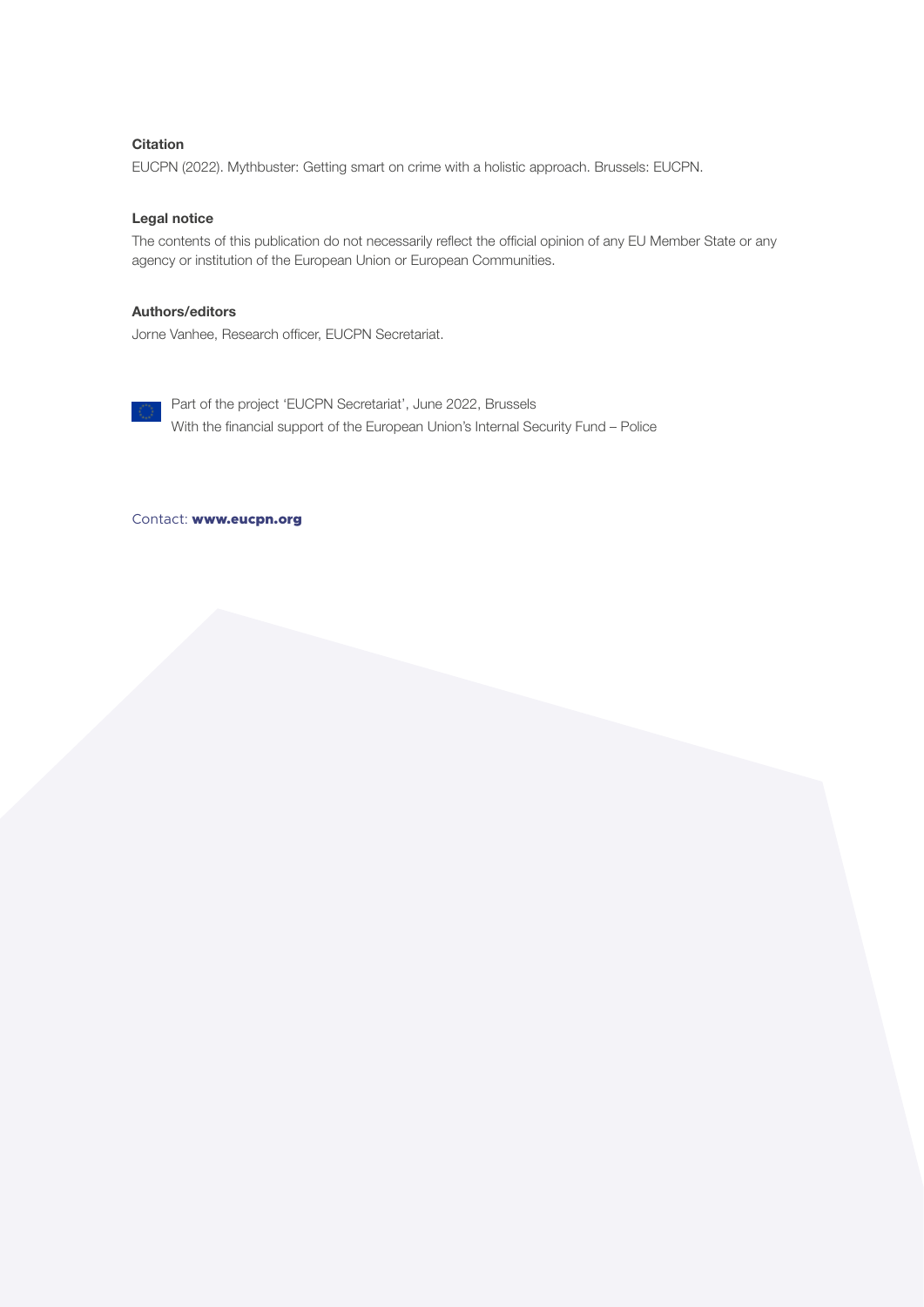**Citation**

EUCPN (2022). Mythbuster: Getting smart on crime with a holistic approach. Brussels: EUCPN.

**Legal notice**

The contents of this publication do not necessarily reflect the official opinion of any EU Member State or any agency or institution of the European Union or European Communities.

**Authors/editors**

Jorne Vanhee, Research officer, EUCPN Secretariat.

Part of the project 'EUCPN Secretariat', June 2022, Brussels
With the financial support of the European Union's Internal Security Fund – Police

Contact: **www.eucpn.org**